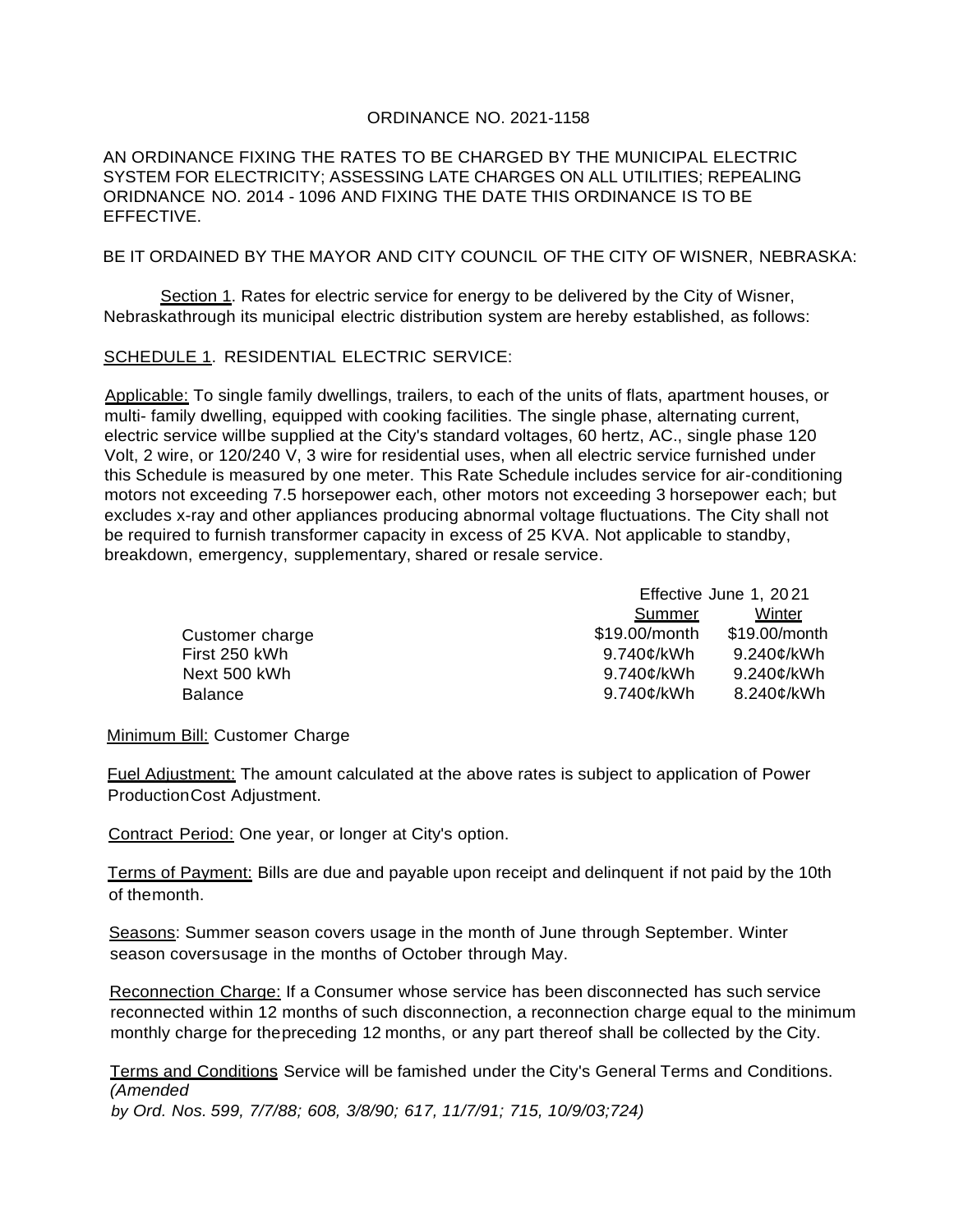ORDINANCE NO. 2021-1158

AN ORDINANCE FIXING THE RATES TO BE CHARGED BY THE MUNICIPAL ELECTRIC SYSTEM FOR ELECTRICITY; ASSESSING LATE CHARGES ON ALL UTILITIES; REPEALING ORIDNANCE NO. 2014 - 1096 AND FIXING THE DATE THIS ORDINANCE IS TO BE EFFECTIVE.

BE IT ORDAINED BY THE MAYOR AND CITY COUNCIL OF THE CITY OF WISNER, NEBRASKA:

Section 1. Rates for electric service for energy to be delivered by the City of Wisner, Nebraskathrough its municipal electric distribution system are hereby established, as follows:

SCHEDULE 1. RESIDENTIAL ELECTRIC SERVICE:

Applicable: To single family dwellings, trailers, to each of the units of flats, apartment houses, or multi- family dwelling, equipped with cooking facilities. The single phase, alternating current, electric service willbe supplied at the City's standard voltages, 60 hertz, AC., single phase 120 Volt, 2 wire, or 120/240 V, 3 wire for residential uses, when all electric service furnished under this Schedule is measured by one meter. This Rate Schedule includes service for air-conditioning motors not exceeding 7.5 horsepower each, other motors not exceeding 3 horsepower each; but excludes x-ray and other appliances producing abnormal voltage fluctuations. The City shall not be required to furnish transformer capacity in excess of 25 KVA. Not applicable to standby, breakdown, emergency, supplementary, shared or resale service.

| | Effective June 1, 2021 | |
|---|---|---|
| | Summer | Winter |
| Customer charge | \$19.00/month | \$19.00/month |
| First 250 kWh | 9.740¢/kWh | 9.240¢/kWh |
| Next 500 kWh | 9.740¢/kWh | 9.240¢/kWh |
| Balance | 9.740¢/kWh | 8.240¢/kWh |

Minimum Bill: Customer Charge

Fuel Adjustment: The amount calculated at the above rates is subject to application of Power ProductionCost Adjustment.

Contract Period: One year, or longer at City's option.

Terms of Payment: Bills are due and payable upon receipt and delinquent if not paid by the 10th of themonth.

Seasons: Summer season covers usage in the month of June through September. Winter season coversusage in the months of October through May.

Reconnection Charge: If a Consumer whose service has been disconnected has such service reconnected within 12 months of such disconnection, a reconnection charge equal to the minimum monthly charge for thepreceding 12 months, or any part thereof shall be collected by the City.

Terms and Conditions Service will be famished under the City's General Terms and Conditions. *(Amended by Ord. Nos. 599, 7/7/88; 608, 3/8/90; 617, 11/7/91; 715, 10/9/03;724)*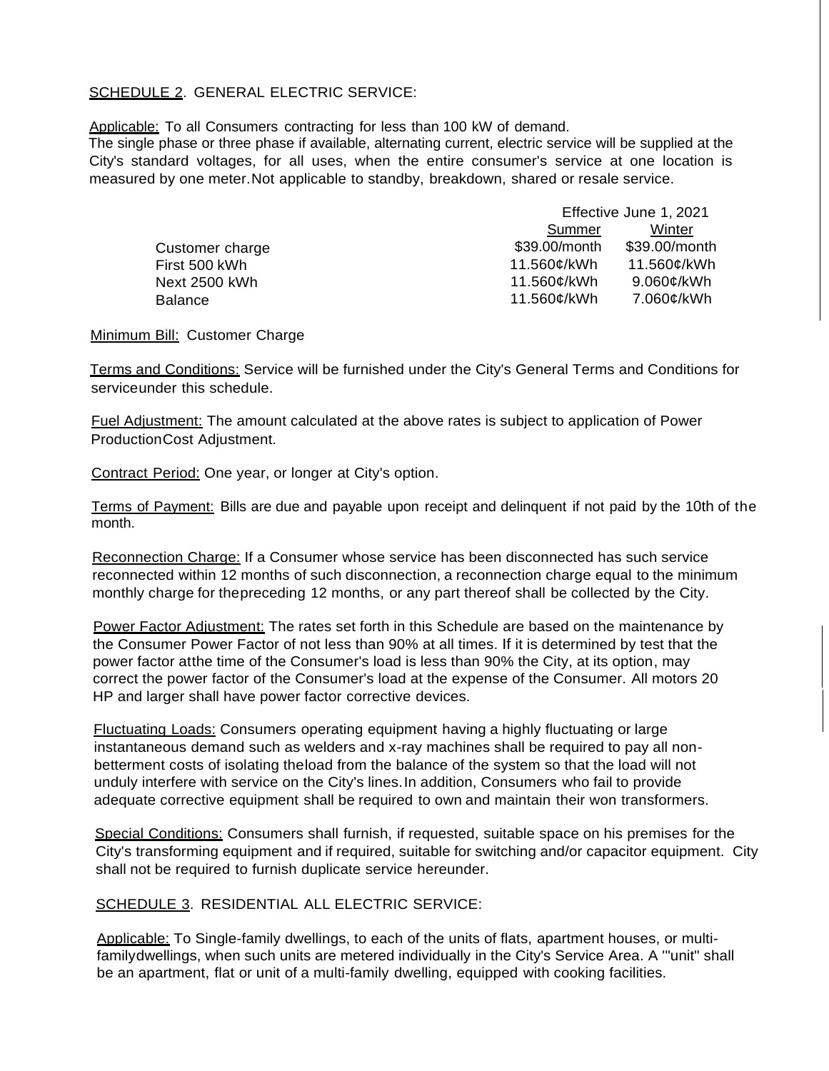SCHEDULE 2. GENERAL ELECTRIC SERVICE:

Applicable: To all Consumers contracting for less than 100 kW of demand.
The single phase or three phase if available, alternating current, electric service will be supplied at the City's standard voltages, for all uses, when the entire consumer's service at one location is measured by one meter.Not applicable to standby, breakdown, shared or resale service.

| | Effective June 1, 2021 | |
|---|---|---|
| | Summer | Winter |
| Customer charge | \$39.00/month | \$39.00/month |
| First 500 kWh | 11.560¢/kWh | 11.560¢/kWh |
| Next 2500 kWh | 11.560¢/kWh | 9.060¢/kWh |
| Balance | 11.560¢/kWh | 7.060¢/kWh |

Minimum Bill: Customer Charge

Terms and Conditions: Service will be furnished under the City's General Terms and Conditions for serviceunder this schedule.

Fuel Adjustment: The amount calculated at the above rates is subject to application of Power ProductionCost Adjustment.

Contract Period: One year, or longer at City's option.

Terms of Payment: Bills are due and payable upon receipt and delinquent if not paid by the 10th of the month.

Reconnection Charge: If a Consumer whose service has been disconnected has such service reconnected within 12 months of such disconnection, a reconnection charge equal to the minimum monthly charge for thepreceding 12 months, or any part thereof shall be collected by the City.

Power Factor Adjustment: The rates set forth in this Schedule are based on the maintenance by the Consumer Power Factor of not less than 90% at all times. If it is determined by test that the power factor atthe time of the Consumer's load is less than 90% the City, at its option, may correct the power factor of the Consumer's load at the expense of the Consumer. All motors 20 HP and larger shall have power factor corrective devices.

Fluctuating Loads: Consumers operating equipment having a highly fluctuating or large instantaneous demand such as welders and x-ray machines shall be required to pay all non-betterment costs of isolating theload from the balance of the system so that the load will not unduly interfere with service on the City's lines.In addition, Consumers who fail to provide adequate corrective equipment shall be required to own and maintain their won transformers.

Special Conditions: Consumers shall furnish, if requested, suitable space on his premises for the City's transforming equipment and if required, suitable for switching and/or capacitor equipment. City shall not be required to furnish duplicate service hereunder.

SCHEDULE 3. RESIDENTIAL ALL ELECTRIC SERVICE:

Applicable: To Single-family dwellings, to each of the units of flats, apartment houses, or multi-familydwellings, when such units are metered individually in the City's Service Area. A '"unit" shall be an apartment, flat or unit of a multi-family dwelling, equipped with cooking facilities.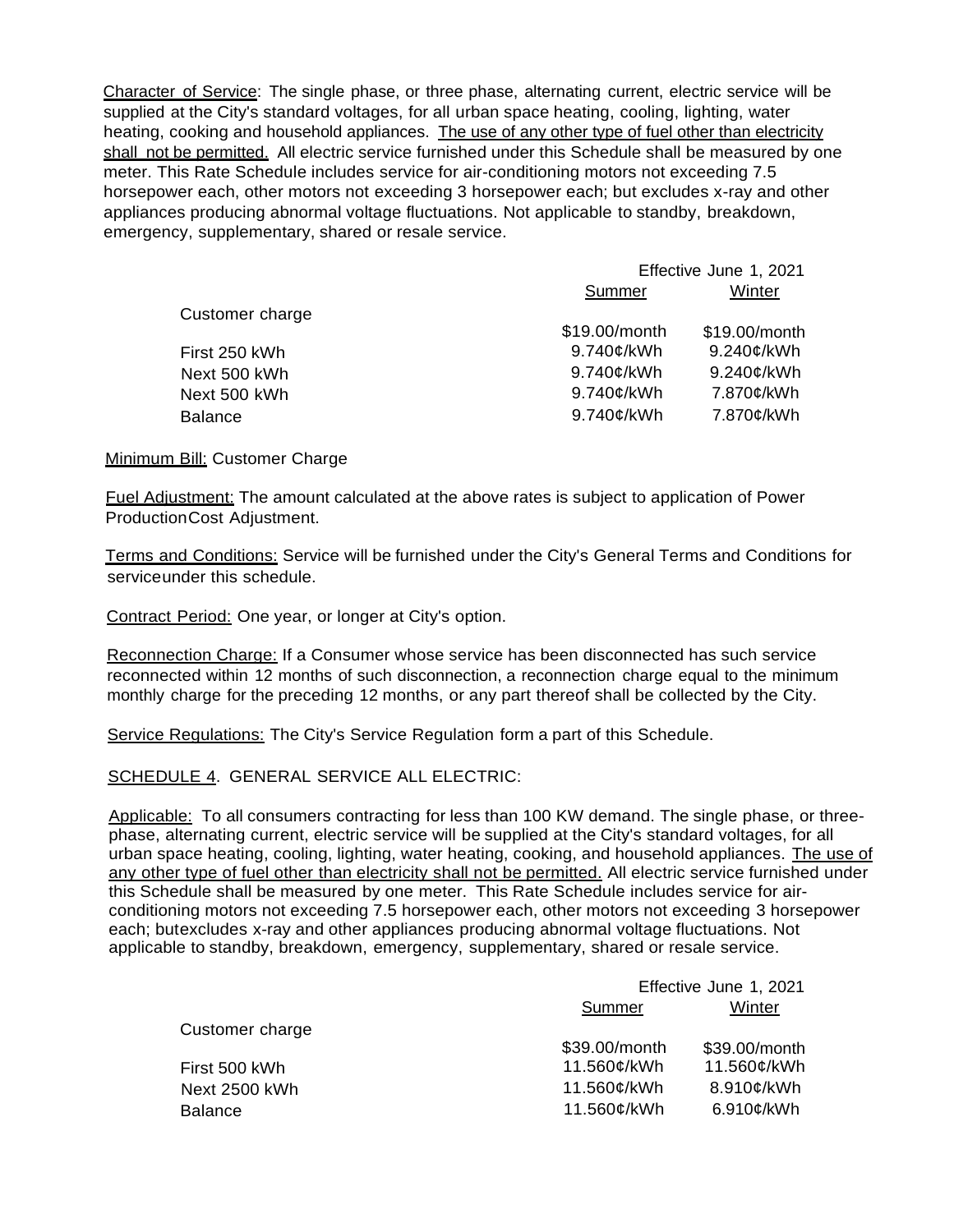<u>Character of Service</u>: The single phase, or three phase, alternating current, electric service will be supplied at the City's standard voltages, for all urban space heating, cooling, lighting, water heating, cooking and household appliances. <u>The use of any other type of fuel other than electricity shall not be permitted.</u> All electric service furnished under this Schedule shall be measured by one meter. This Rate Schedule includes service for air-conditioning motors not exceeding 7.5 horsepower each, other motors not exceeding 3 horsepower each; but excludes x-ray and other appliances producing abnormal voltage fluctuations. Not applicable to standby, breakdown, emergency, supplementary, shared or resale service.

| | Effective June 1, 2021 | |
|---|---|---|
| | Summer | Winter |
| Customer charge | $19.00/month | $19.00/month |
| First 250 kWh | 9.740¢/kWh | 9.240¢/kWh |
| Next 500 kWh | 9.740¢/kWh | 9.240¢/kWh |
| Next 500 kWh | 9.740¢/kWh | 7.870¢/kWh |
| Balance | 9.740¢/kWh | 7.870¢/kWh |

<u>Minimum Bill:</u> Customer Charge

<u>Fuel Adjustment:</u> The amount calculated at the above rates is subject to application of Power ProductionCost Adjustment.

<u>Terms and Conditions:</u> Service will be furnished under the City's General Terms and Conditions for serviceunder this schedule.

<u>Contract Period:</u> One year, or longer at City's option.

<u>Reconnection Charge:</u> If a Consumer whose service has been disconnected has such service reconnected within 12 months of such disconnection, a reconnection charge equal to the minimum monthly charge for the preceding 12 months, or any part thereof shall be collected by the City.

<u>Service Regulations:</u> The City's Service Regulation form a part of this Schedule.

<u>SCHEDULE 4</u>. GENERAL SERVICE ALL ELECTRIC:

<u>Applicable:</u> To all consumers contracting for less than 100 KW demand. The single phase, or three-phase, alternating current, electric service will be supplied at the City's standard voltages, for all urban space heating, cooling, lighting, water heating, cooking, and household appliances. <u>The use of any other type of fuel other than electricity shall not be permitted.</u> All electric service furnished under this Schedule shall be measured by one meter. This Rate Schedule includes service for air-conditioning motors not exceeding 7.5 horsepower each, other motors not exceeding 3 horsepower each; butexcludes x-ray and other appliances producing abnormal voltage fluctuations. Not applicable to standby, breakdown, emergency, supplementary, shared or resale service.

| | Effective June 1, 2021 | |
|---|---|---|
| | Summer | Winter |
| Customer charge | $39.00/month | $39.00/month |
| First 500 kWh | 11.560¢/kWh | 11.560¢/kWh |
| Next 2500 kWh | 11.560¢/kWh | 8.910¢/kWh |
| Balance | 11.560¢/kWh | 6.910¢/kWh |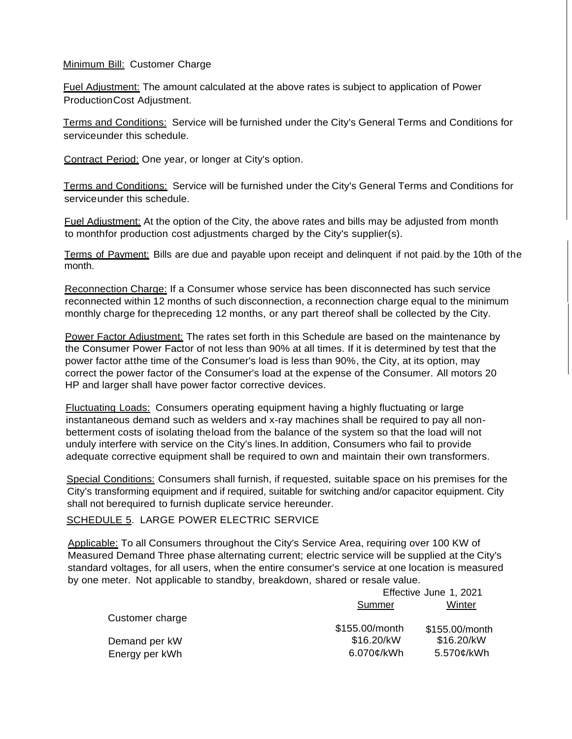Minimum Bill: Customer Charge

Fuel Adjustment: The amount calculated at the above rates is subject to application of Power Production Cost Adjustment.

Terms and Conditions: Service will be furnished under the City's General Terms and Conditions for service under this schedule.

Contract Period: One year, or longer at City's option.

Terms and Conditions: Service will be furnished under the City's General Terms and Conditions for service under this schedule.

Fuel Adjustment: At the option of the City, the above rates and bills may be adjusted from month to month for production cost adjustments charged by the City's supplier(s).

Terms of Payment: Bills are due and payable upon receipt and delinquent if not paid by the 10th of the month.

Reconnection Charge: If a Consumer whose service has been disconnected has such service reconnected within 12 months of such disconnection, a reconnection charge equal to the minimum monthly charge for the preceding 12 months, or any part thereof shall be collected by the City.

Power Factor Adjustment: The rates set forth in this Schedule are based on the maintenance by the Consumer Power Factor of not less than 90% at all times. If it is determined by test that the power factor at the time of the Consumer's load is less than 90%, the City, at its option, may correct the power factor of the Consumer's load at the expense of the Consumer. All motors 20 HP and larger shall have power factor corrective devices.

Fluctuating Loads: Consumers operating equipment having a highly fluctuating or large instantaneous demand such as welders and x-ray machines shall be required to pay all non-betterment costs of isolating the load from the balance of the system so that the load will not unduly interfere with service on the City's lines. In addition, Consumers who fail to provide adequate corrective equipment shall be required to own and maintain their own transformers.

Special Conditions: Consumers shall furnish, if requested, suitable space on his premises for the City's transforming equipment and if required, suitable for switching and/or capacitor equipment. City shall not be required to furnish duplicate service hereunder.

## SCHEDULE 5. LARGE POWER ELECTRIC SERVICE

Applicable: To all Consumers throughout the City's Service Area, requiring over 100 KW of Measured Demand Three phase alternating current; electric service will be supplied at the City's standard voltages, for all users, when the entire consumer's service at one location is measured by one meter. Not applicable to standby, breakdown, shared or resale value.

| | Effective June 1, 2021 | |
|---|---|---|
| | Summer | Winter |
| Customer charge | $155.00/month | $155.00/month |
| Demand per kW | $16.20/kW | $16.20/kW |
| Energy per kWh | 6.070¢/kWh | 5.570¢/kWh |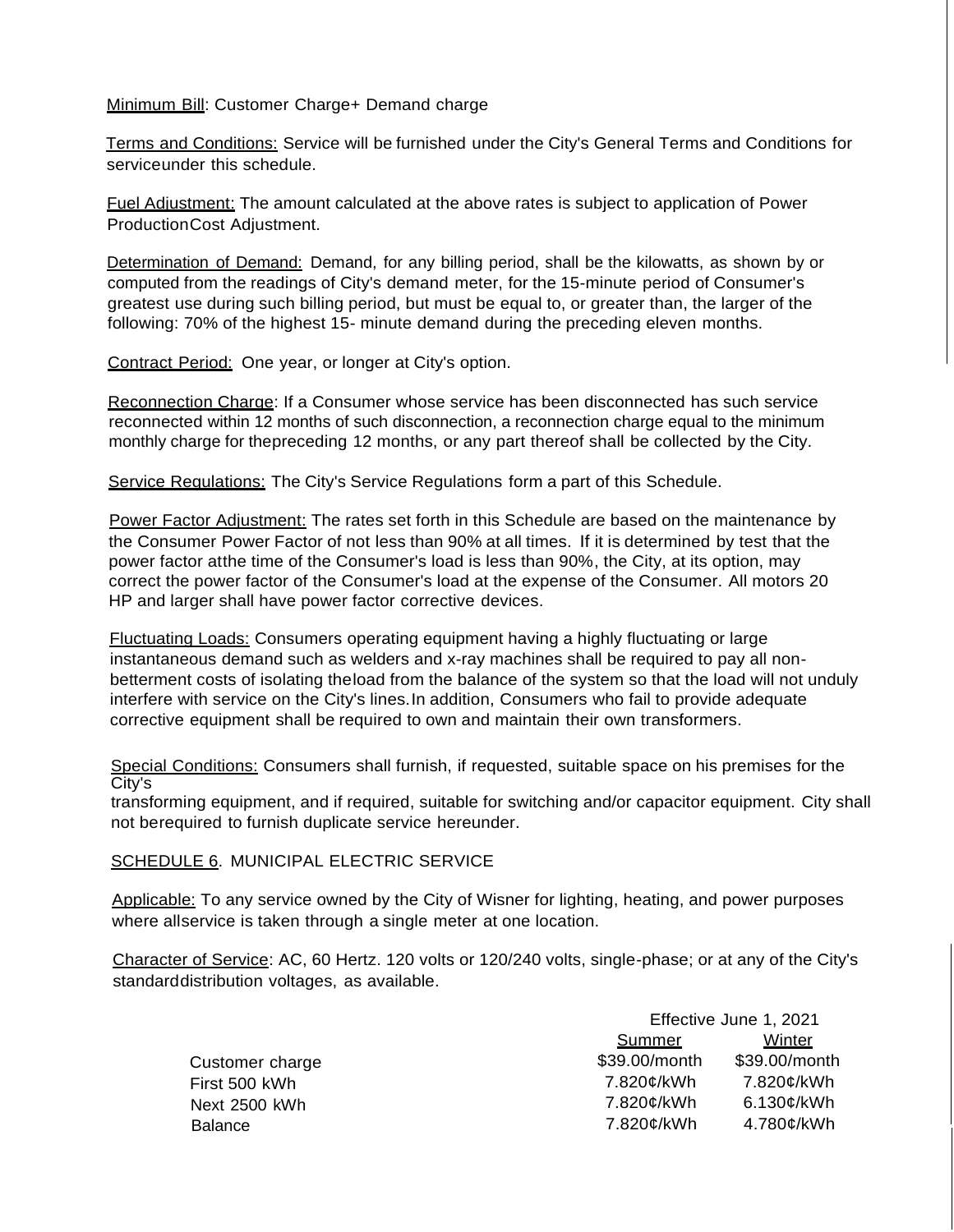Minimum Bill: Customer Charge+ Demand charge

Terms and Conditions: Service will be furnished under the City's General Terms and Conditions for serviceunder this schedule.

Fuel Adjustment: The amount calculated at the above rates is subject to application of Power ProductionCost Adjustment.

Determination of Demand: Demand, for any billing period, shall be the kilowatts, as shown by or computed from the readings of City's demand meter, for the 15-minute period of Consumer's greatest use during such billing period, but must be equal to, or greater than, the larger of the following: 70% of the highest 15- minute demand during the preceding eleven months.

Contract Period: One year, or longer at City's option.

Reconnection Charge: If a Consumer whose service has been disconnected has such service reconnected within 12 months of such disconnection, a reconnection charge equal to the minimum monthly charge for thepreceding 12 months, or any part thereof shall be collected by the City.

Service Regulations: The City's Service Regulations form a part of this Schedule.

Power Factor Adjustment: The rates set forth in this Schedule are based on the maintenance by the Consumer Power Factor of not less than 90% at all times. If it is determined by test that the power factor atthe time of the Consumer's load is less than 90%, the City, at its option, may correct the power factor of the Consumer's load at the expense of the Consumer. All motors 20 HP and larger shall have power factor corrective devices.

Fluctuating Loads: Consumers operating equipment having a highly fluctuating or large instantaneous demand such as welders and x-ray machines shall be required to pay all non-betterment costs of isolating theload from the balance of the system so that the load will not unduly interfere with service on the City's lines.In addition, Consumers who fail to provide adequate corrective equipment shall be required to own and maintain their own transformers.

Special Conditions: Consumers shall furnish, if requested, suitable space on his premises for the City's
transforming equipment, and if required, suitable for switching and/or capacitor equipment. City shall not berequired to furnish duplicate service hereunder.

SCHEDULE 6. MUNICIPAL ELECTRIC SERVICE

Applicable: To any service owned by the City of Wisner for lighting, heating, and power purposes where allservice is taken through a single meter at one location.

Character of Service: AC, 60 Hertz. 120 volts or 120/240 volts, single-phase; or at any of the City's standarddistribution voltages, as available.

| | Effective June 1, 2021 | |
|---|---|---|
| | Summer | Winter |
| Customer charge | $39.00/month | $39.00/month |
| First 500 kWh | 7.820¢/kWh | 7.820¢/kWh |
| Next 2500 kWh | 7.820¢/kWh | 6.130¢/kWh |
| Balance | 7.820¢/kWh | 4.780¢/kWh |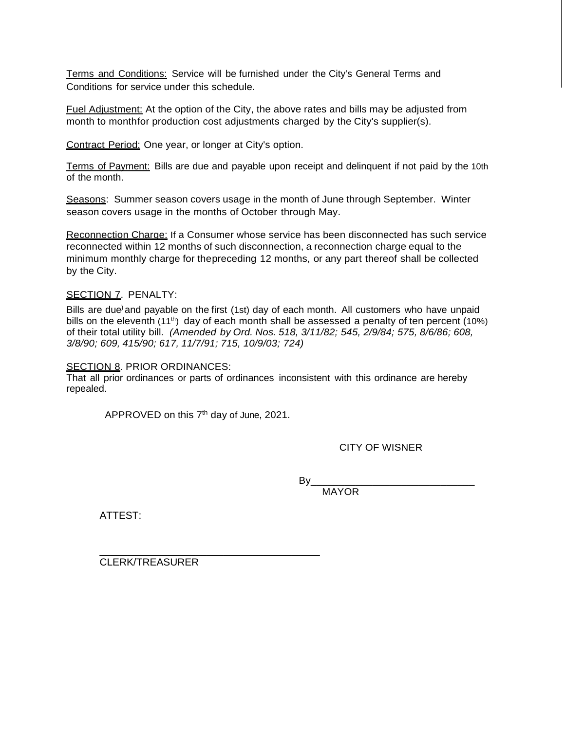Terms and Conditions: Service will be furnished under the City's General Terms and Conditions for service under this schedule.

Fuel Adjustment: At the option of the City, the above rates and bills may be adjusted from month to monthfor production cost adjustments charged by the City's supplier(s).

Contract Period: One year, or longer at City's option.

Terms of Payment: Bills are due and payable upon receipt and delinquent if not paid by the 10th of the month.

Seasons: Summer season covers usage in the month of June through September. Winter season covers usage in the months of October through May.

Reconnection Charge: If a Consumer whose service has been disconnected has such service reconnected within 12 months of such disconnection, a reconnection charge equal to the minimum monthly charge for thepreceding 12 months, or any part thereof shall be collected by the City.

SECTION 7. PENALTY:

Bills are due and payable on the first (1st) day of each month. All customers who have unpaid bills on the eleventh (11th) day of each month shall be assessed a penalty of ten percent (10%) of their total utility bill. *(Amended by Ord. Nos. 518, 3/11/82; 545, 2/9/84; 575, 8/6/86; 608, 3/8/90; 609, 415/90; 617, 11/7/91; 715, 10/9/03; 724)*

SECTION 8. PRIOR ORDINANCES:
That all prior ordinances or parts of ordinances inconsistent with this ordinance are hereby repealed.

APPROVED on this 7th day of June, 2021.

CITY OF WISNER

By_____________________________
MAYOR

ATTEST:

_____________________________________
CLERK/TREASURER